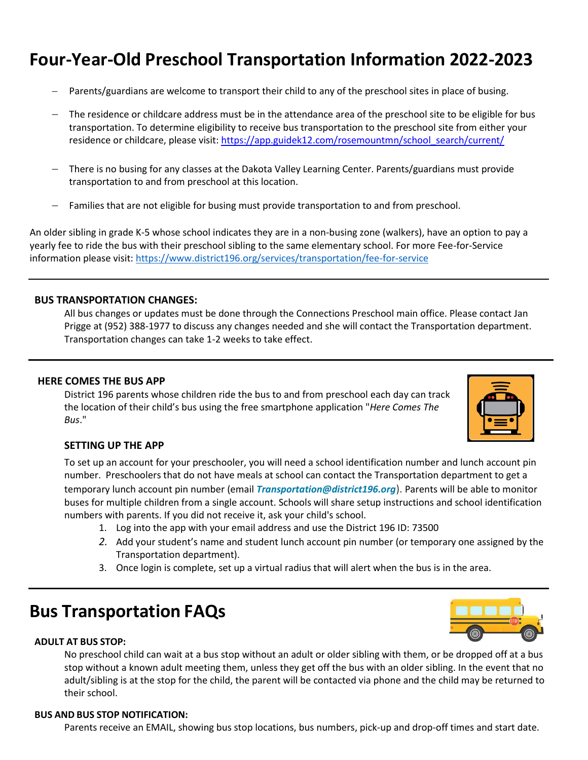# Four-Year-Old Preschool Transportation Information 2022-2023

- Parents/guardians are welcome to transport their child to any of the preschool sites in place of busing.
- The residence or childcare address must be in the attendance area of the preschool site to be eligible for bus transportation. To determine eligibility to receive bus transportation to the preschool site from either your residence or childcare, please visit: https://app.guidek12.com/rosemountmn/school_search/current/
- There is no busing for any classes at the Dakota Valley Learning Center. Parents/guardians must provide transportation to and from preschool at this location.
- Families that are not eligible for busing must provide transportation to and from preschool.

An older sibling in grade K-5 whose school indicates they are in a non-busing zone (walkers), have an option to pay a yearly fee to ride the bus with their preschool sibling to the same elementary school. For more Fee-for-Service information please visit: https://www.district196.org/services/transportation/fee-for-service

---

**BUS TRANSPORTATION CHANGES:**

All bus changes or updates must be done through the Connections Preschool main office. Please contact Jan Prigge at (952) 388-1977 to discuss any changes needed and she will contact the Transportation department. Transportation changes can take 1-2 weeks to take effect.

---

**HERE COMES THE BUS APP**

District 196 parents whose children ride the bus to and from preschool each day can track the location of their child's bus using the free smartphone application "*Here Comes The Bus*."

**SETTING UP THE APP**

To set up an account for your preschooler, you will need a school identification number and lunch account pin number. Preschoolers that do not have meals at school can contact the Transportation department to get a temporary lunch account pin number (email ***Transportation@district196.org***). Parents will be able to monitor buses for multiple children from a single account. Schools will share setup instructions and school identification numbers with parents. If you did not receive it, ask your child's school.

1. Log into the app with your email address and use the District 196 ID: 73500
2. Add your student's name and student lunch account pin number (or temporary one assigned by the Transportation department).
3. Once login is complete, set up a virtual radius that will alert when the bus is in the area.

---

# Bus Transportation FAQs

**ADULT AT BUS STOP:**

No preschool child can wait at a bus stop without an adult or older sibling with them, or be dropped off at a bus stop without a known adult meeting them, unless they get off the bus with an older sibling. In the event that no adult/sibling is at the stop for the child, the parent will be contacted via phone and the child may be returned to their school.

**BUS AND BUS STOP NOTIFICATION:**

Parents receive an EMAIL, showing bus stop locations, bus numbers, pick-up and drop-off times and start date.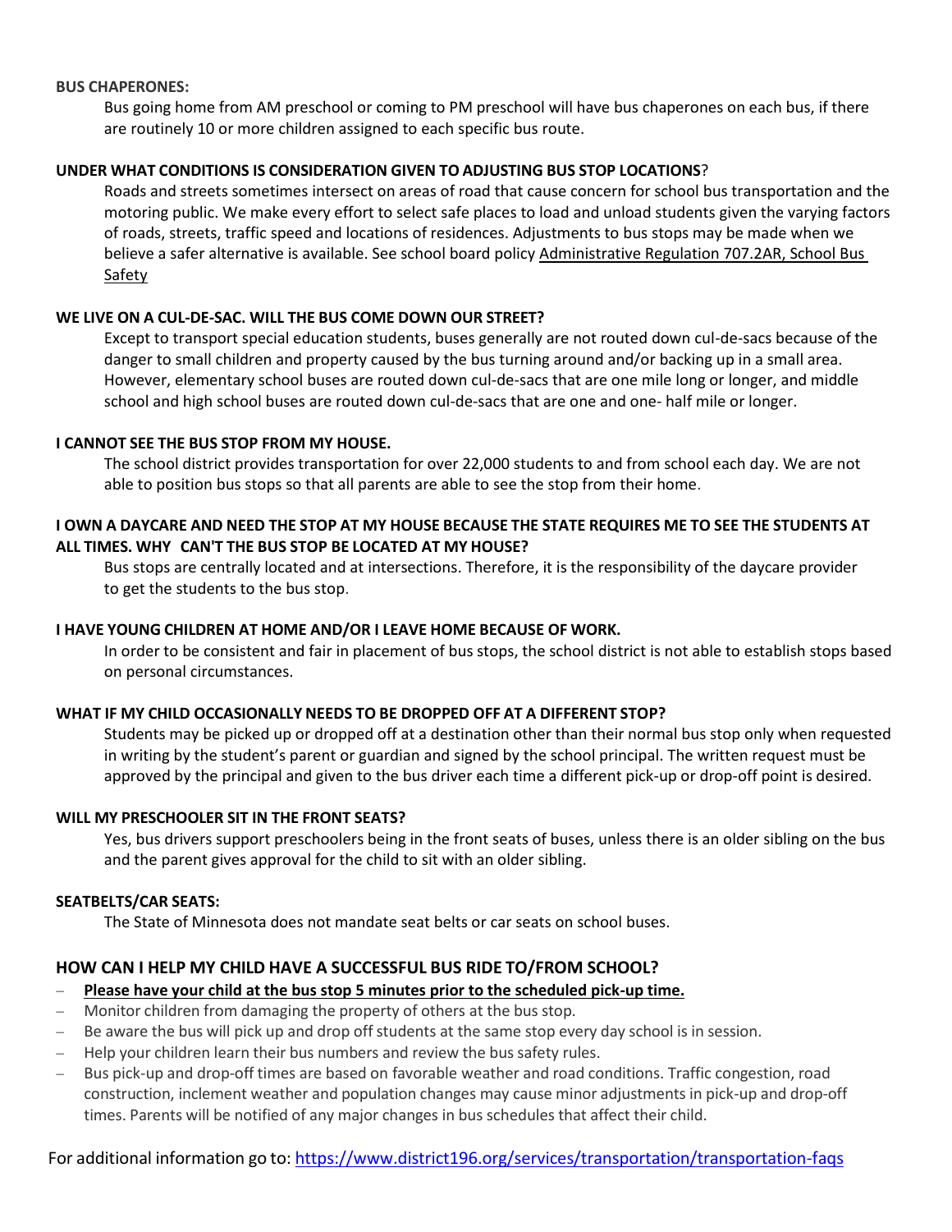**BUS CHAPERONES:**

Bus going home from AM preschool or coming to PM preschool will have bus chaperones on each bus, if there are routinely 10 or more children assigned to each specific bus route.

**UNDER WHAT CONDITIONS IS CONSIDERATION GIVEN TO ADJUSTING BUS STOP LOCATIONS**?

Roads and streets sometimes intersect on areas of road that cause concern for school bus transportation and the motoring public. We make every effort to select safe places to load and unload students given the varying factors of roads, streets, traffic speed and locations of residences. Adjustments to bus stops may be made when we believe a safer alternative is available. See school board policy Administrative Regulation 707.2AR, School Bus Safety

**WE LIVE ON A CUL-DE-SAC. WILL THE BUS COME DOWN OUR STREET?**

Except to transport special education students, buses generally are not routed down cul-de-sacs because of the danger to small children and property caused by the bus turning around and/or backing up in a small area. However, elementary school buses are routed down cul-de-sacs that are one mile long or longer, and middle school and high school buses are routed down cul-de-sacs that are one and one- half mile or longer.

**I CANNOT SEE THE BUS STOP FROM MY HOUSE.**

The school district provides transportation for over 22,000 students to and from school each day. We are not able to position bus stops so that all parents are able to see the stop from their home.

**I OWN A DAYCARE AND NEED THE STOP AT MY HOUSE BECAUSE THE STATE REQUIRES ME TO SEE THE STUDENTS AT ALL TIMES. WHY CAN'T THE BUS STOP BE LOCATED AT MY HOUSE?**

Bus stops are centrally located and at intersections. Therefore, it is the responsibility of the daycare provider to get the students to the bus stop.

**I HAVE YOUNG CHILDREN AT HOME AND/OR I LEAVE HOME BECAUSE OF WORK.**

In order to be consistent and fair in placement of bus stops, the school district is not able to establish stops based on personal circumstances.

**WHAT IF MY CHILD OCCASIONALLY NEEDS TO BE DROPPED OFF AT A DIFFERENT STOP?**

Students may be picked up or dropped off at a destination other than their normal bus stop only when requested in writing by the student's parent or guardian and signed by the school principal. The written request must be approved by the principal and given to the bus driver each time a different pick-up or drop-off point is desired.

**WILL MY PRESCHOOLER SIT IN THE FRONT SEATS?**

Yes, bus drivers support preschoolers being in the front seats of buses, unless there is an older sibling on the bus and the parent gives approval for the child to sit with an older sibling.

**SEATBELTS/CAR SEATS:**

The State of Minnesota does not mandate seat belts or car seats on school buses.

## HOW CAN I HELP MY CHILD HAVE A SUCCESSFUL BUS RIDE TO/FROM SCHOOL?

- **Please have your child at the bus stop 5 minutes prior to the scheduled pick-up time.**
- Monitor children from damaging the property of others at the bus stop.
- Be aware the bus will pick up and drop off students at the same stop every day school is in session.
- Help your children learn their bus numbers and review the bus safety rules.
- Bus pick-up and drop-off times are based on favorable weather and road conditions. Traffic congestion, road construction, inclement weather and population changes may cause minor adjustments in pick-up and drop-off times. Parents will be notified of any major changes in bus schedules that affect their child.

For additional information go to: https://www.district196.org/services/transportation/transportation-faqs